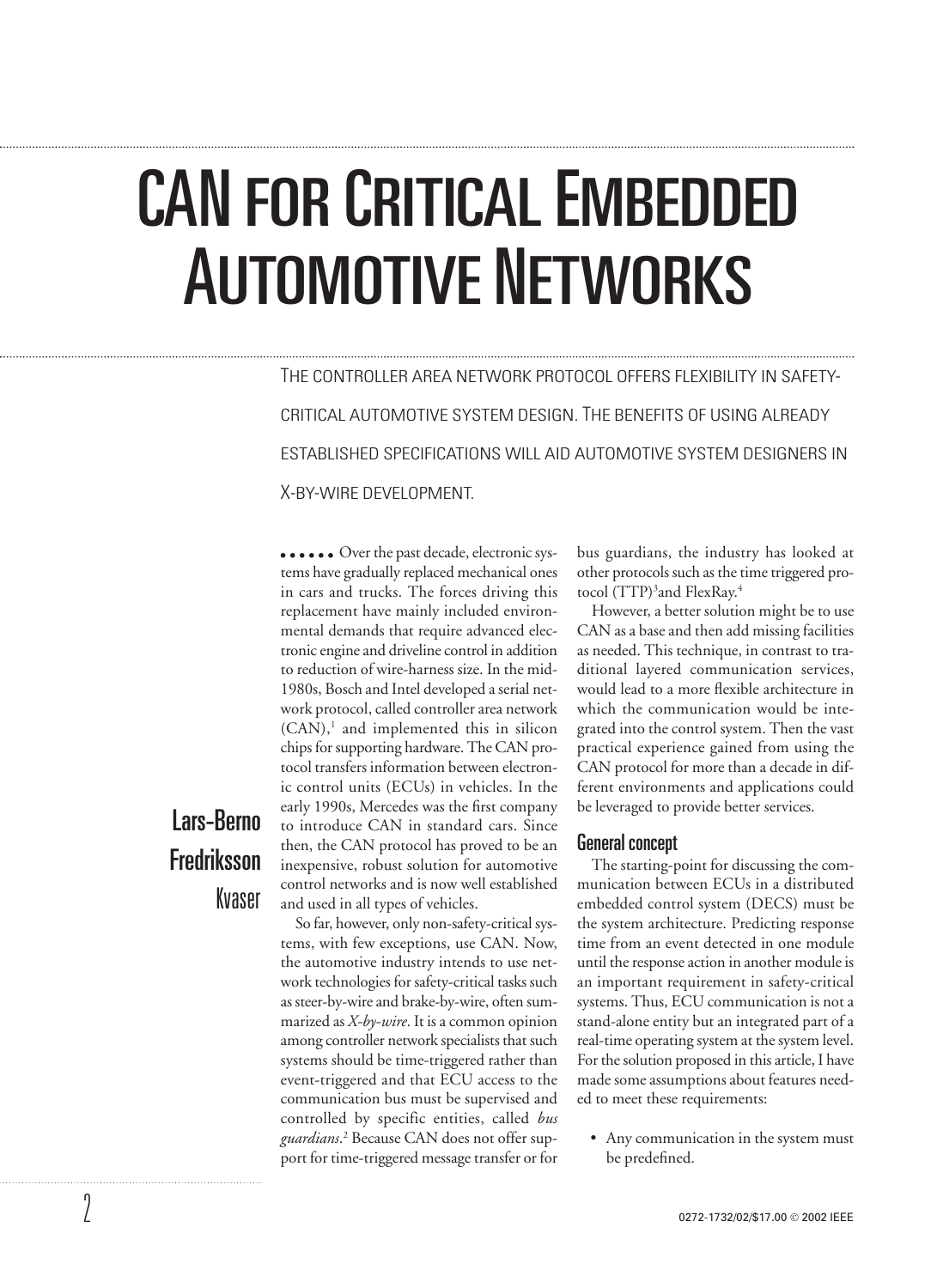# CAN FOR CRITICAL EMBEDDED AUTOMOTIVE NETWORKS

THE CONTROLLER AREA NETWORK PROTOCOL OFFERS FLEXIBILITY IN SAFETY-CRITICAL AUTOMOTIVE SYSTEM DESIGN. THE BENEFITS OF USING ALREADY ESTABLISHED SPECIFICATIONS WILL AID AUTOMOTIVE SYSTEM DESIGNERS IN X-BY-WIRE DEVELOPMENT.

**Lars-Berno Fredriksson**
Kvaser

Over the past decade, electronic systems have gradually replaced mechanical ones in cars and trucks. The forces driving this replacement have mainly included environmental demands that require advanced electronic engine and driveline control in addition to reduction of wire-harness size. In the mid-1980s, Bosch and Intel developed a serial network protocol, called controller area network (CAN),[1] and implemented this in silicon chips for supporting hardware. The CAN protocol transfers information between electronic control units (ECUs) in vehicles. In the early 1990s, Mercedes was the first company to introduce CAN in standard cars. Since then, the CAN protocol has proved to be an inexpensive, robust solution for automotive control networks and is now well established and used in all types of vehicles.

So far, however, only non-safety-critical systems, with few exceptions, use CAN. Now, the automotive industry intends to use network technologies for safety-critical tasks such as steer-by-wire and brake-by-wire, often summarized as *X-by-wire*. It is a common opinion among controller network specialists that such systems should be time-triggered rather than event-triggered and that ECU access to the communication bus must be supervised and controlled by specific entities, called *bus guardians*.[2] Because CAN does not offer support for time-triggered message transfer or for bus guardians, the industry has looked at other protocols such as the time triggered protocol (TTP)[3] and FlexRay.[4]

However, a better solution might be to use CAN as a base and then add missing facilities as needed. This technique, in contrast to traditional layered communication services, would lead to a more flexible architecture in which the communication would be integrated into the control system. Then the vast practical experience gained from using the CAN protocol for more than a decade in different environments and applications could be leveraged to provide better services.

## General concept

The starting-point for discussing the communication between ECUs in a distributed embedded control system (DECS) must be the system architecture. Predicting response time from an event detected in one module until the response action in another module is an important requirement in safety-critical systems. Thus, ECU communication is not a stand-alone entity but an integrated part of a real-time operating system at the system level. For the solution proposed in this article, I have made some assumptions about features needed to meet these requirements:

- Any communication in the system must be predefined.

0272-1732/02/$17.00 © 2002 IEEE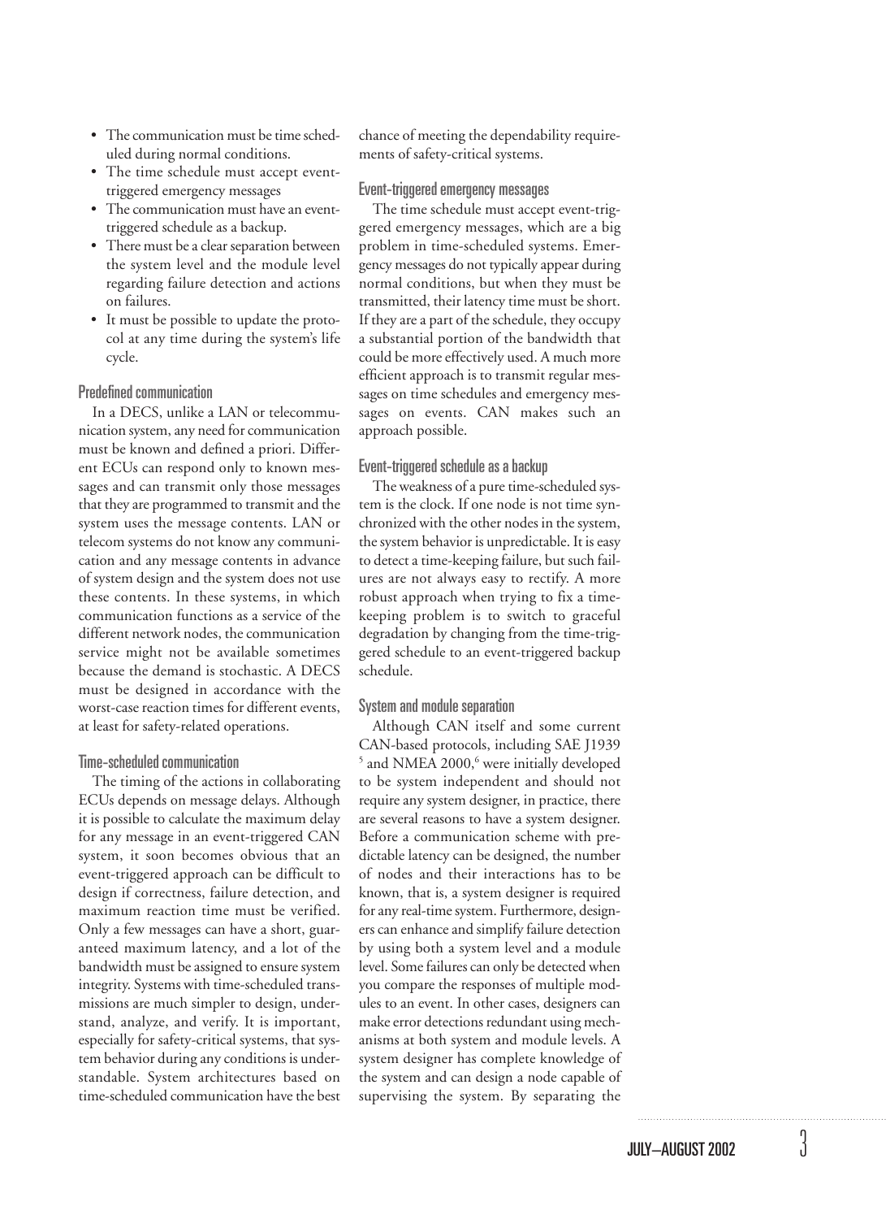- The communication must be time scheduled during normal conditions.
- The time schedule must accept event-triggered emergency messages
- The communication must have an event-triggered schedule as a backup.
- There must be a clear separation between the system level and the module level regarding failure detection and actions on failures.
- It must be possible to update the protocol at any time during the system's life cycle.

### Predefined communication

In a DECS, unlike a LAN or telecommunication system, any need for communication must be known and defined a priori. Different ECUs can respond only to known messages and can transmit only those messages that they are programmed to transmit and the system uses the message contents. LAN or telecom systems do not know any communication and any message contents in advance of system design and the system does not use these contents. In these systems, in which communication functions as a service of the different network nodes, the communication service might not be available sometimes because the demand is stochastic. A DECS must be designed in accordance with the worst-case reaction times for different events, at least for safety-related operations.

### Time-scheduled communication

The timing of the actions in collaborating ECUs depends on message delays. Although it is possible to calculate the maximum delay for any message in an event-triggered CAN system, it soon becomes obvious that an event-triggered approach can be difficult to design if correctness, failure detection, and maximum reaction time must be verified. Only a few messages can have a short, guaranteed maximum latency, and a lot of the bandwidth must be assigned to ensure system integrity. Systems with time-scheduled transmissions are much simpler to design, understand, analyze, and verify. It is important, especially for safety-critical systems, that system behavior during any conditions is understandable. System architectures based on time-scheduled communication have the best chance of meeting the dependability requirements of safety-critical systems.

### Event-triggered emergency messages

The time schedule must accept event-triggered emergency messages, which are a big problem in time-scheduled systems. Emergency messages do not typically appear during normal conditions, but when they must be transmitted, their latency time must be short. If they are a part of the schedule, they occupy a substantial portion of the bandwidth that could be more effectively used. A much more efficient approach is to transmit regular messages on time schedules and emergency messages on events. CAN makes such an approach possible.

### Event-triggered schedule as a backup

The weakness of a pure time-scheduled system is the clock. If one node is not time synchronized with the other nodes in the system, the system behavior is unpredictable. It is easy to detect a time-keeping failure, but such failures are not always easy to rectify. A more robust approach when trying to fix a time-keeping problem is to switch to graceful degradation by changing from the time-triggered schedule to an event-triggered backup schedule.

### System and module separation

Although CAN itself and some current CAN-based protocols, including SAE J1939 [5] and NMEA 2000,[6] were initially developed to be system independent and should not require any system designer, in practice, there are several reasons to have a system designer. Before a communication scheme with predictable latency can be designed, the number of nodes and their interactions has to be known, that is, a system designer is required for any real-time system. Furthermore, designers can enhance and simplify failure detection by using both a system level and a module level. Some failures can only be detected when you compare the responses of multiple modules to an event. In other cases, designers can make error detections redundant using mechanisms at both system and module levels. A system designer has complete knowledge of the system and can design a node capable of supervising the system. By separating the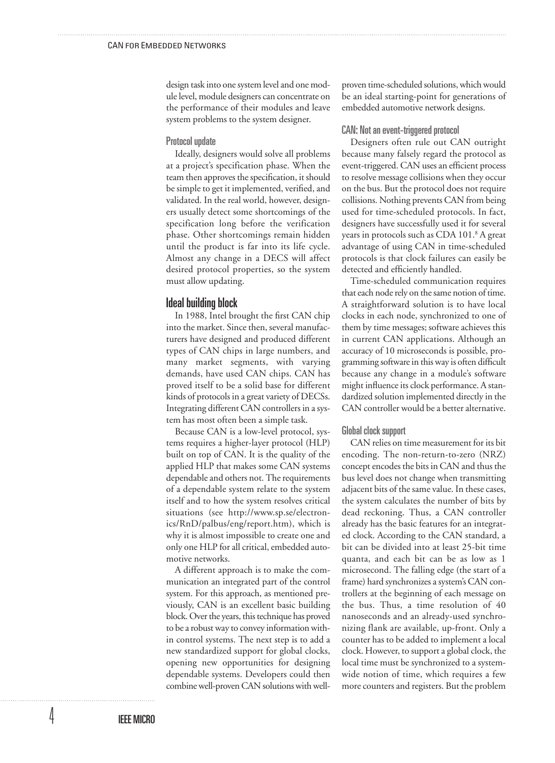design task into one system level and one module level, module designers can concentrate on the performance of their modules and leave system problems to the system designer.

### Protocol update

Ideally, designers would solve all problems at a project's specification phase. When the team then approves the specification, it should be simple to get it implemented, verified, and validated. In the real world, however, designers usually detect some shortcomings of the specification long before the verification phase. Other shortcomings remain hidden until the product is far into its life cycle. Almost any change in a DECS will affect desired protocol properties, so the system must allow updating.

## Ideal building block

In 1988, Intel brought the first CAN chip into the market. Since then, several manufacturers have designed and produced different types of CAN chips in large numbers, and many market segments, with varying demands, have used CAN chips. CAN has proved itself to be a solid base for different kinds of protocols in a great variety of DECSs. Integrating different CAN controllers in a system has most often been a simple task.

Because CAN is a low-level protocol, systems requires a higher-layer protocol (HLP) built on top of CAN. It is the quality of the applied HLP that makes some CAN systems dependable and others not. The requirements of a dependable system relate to the system itself and to how the system resolves critical situations (see http://www.sp.se/electronics/RnD/palbus/eng/report.htm), which is why it is almost impossible to create one and only one HLP for all critical, embedded automotive networks.

A different approach is to make the communication an integrated part of the control system. For this approach, as mentioned previously, CAN is an excellent basic building block. Over the years, this technique has proved to be a robust way to convey information within control systems. The next step is to add a new standardized support for global clocks, opening new opportunities for designing dependable systems. Developers could then combine well-proven CAN solutions with well-proven time-scheduled solutions, which would be an ideal starting-point for generations of embedded automotive network designs.

### CAN: Not an event-triggered protocol

Designers often rule out CAN outright because many falsely regard the protocol as event-triggered. CAN uses an efficient process to resolve message collisions when they occur on the bus. But the protocol does not require collisions. Nothing prevents CAN from being used for time-scheduled protocols. In fact, designers have successfully used it for several years in protocols such as CDA 101.[8] A great advantage of using CAN in time-scheduled protocols is that clock failures can easily be detected and efficiently handled.

Time-scheduled communication requires that each node rely on the same notion of time. A straightforward solution is to have local clocks in each node, synchronized to one of them by time messages; software achieves this in current CAN applications. Although an accuracy of 10 microseconds is possible, programming software in this way is often difficult because any change in a module's software might influence its clock performance. A standardized solution implemented directly in the CAN controller would be a better alternative.

### Global clock support

CAN relies on time measurement for its bit encoding. The non-return-to-zero (NRZ) concept encodes the bits in CAN and thus the bus level does not change when transmitting adjacent bits of the same value. In these cases, the system calculates the number of bits by dead reckoning. Thus, a CAN controller already has the basic features for an integrated clock. According to the CAN standard, a bit can be divided into at least 25-bit time quanta, and each bit can be as low as 1 microsecond. The falling edge (the start of a frame) hard synchronizes a system's CAN controllers at the beginning of each message on the bus. Thus, a time resolution of 40 nanoseconds and an already-used synchronizing flank are available, up-front. Only a counter has to be added to implement a local clock. However, to support a global clock, the local time must be synchronized to a system-wide notion of time, which requires a few more counters and registers. But the problem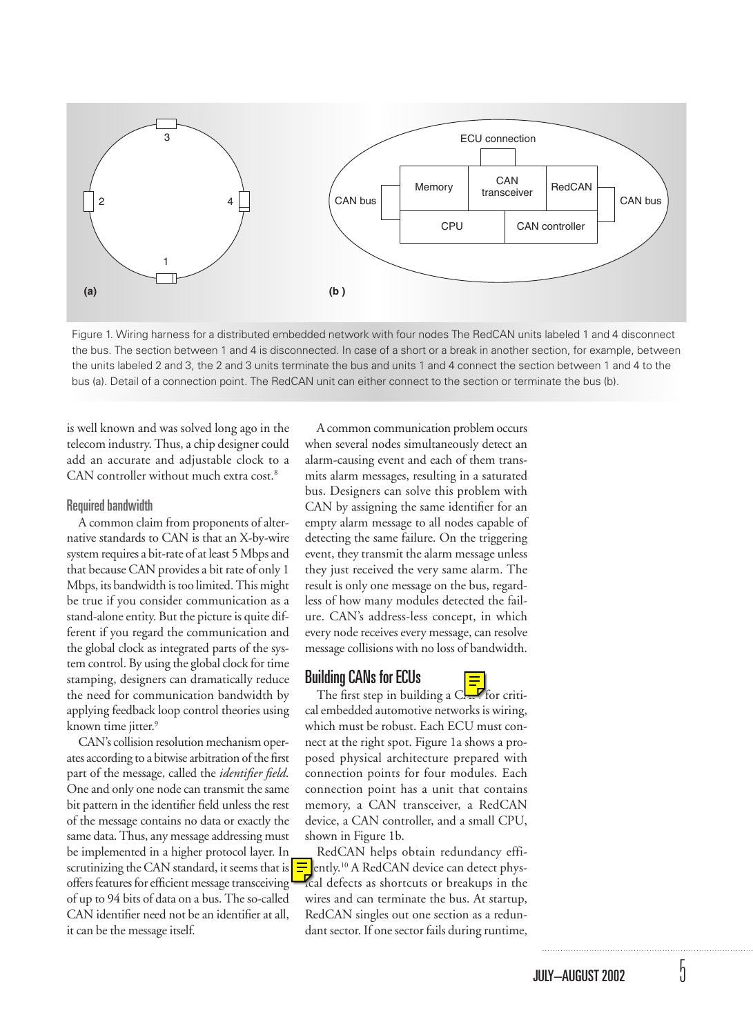Figure 1. Wiring harness for a distributed embedded network with four nodes The RedCAN units labeled 1 and 4 disconnect the bus. The section between 1 and 4 is disconnected. In case of a short or a break in another section, for example, between the units labeled 2 and 3, the 2 and 3 units terminate the bus and units 1 and 4 connect the section between 1 and 4 to the bus (a). Detail of a connection point. The RedCAN unit can either connect to the section or terminate the bus (b).

is well known and was solved long ago in the telecom industry. Thus, a chip designer could add an accurate and adjustable clock to a CAN controller without much extra cost.[8]

### Required bandwidth

A common claim from proponents of alternative standards to CAN is that an X-by-wire system requires a bit-rate of at least 5 Mbps and that because CAN provides a bit rate of only 1 Mbps, its bandwidth is too limited. This might be true if you consider communication as a stand-alone entity. But the picture is quite different if you regard the communication and the global clock as integrated parts of the system control. By using the global clock for time stamping, designers can dramatically reduce the need for communication bandwidth by applying feedback loop control theories using known time jitter.[9]

CAN's collision resolution mechanism operates according to a bitwise arbitration of the first part of the message, called the *identifier field*. One and only one node can transmit the same bit pattern in the identifier field unless the rest of the message contains no data or exactly the same data. Thus, any message addressing must be implemented in a higher protocol layer. In scrutinizing the CAN standard, it seems that is offers features for efficient message transceiving of up to 94 bits of data on a bus. The so-called CAN identifier need not be an identifier at all, it can be the message itself.

A common communication problem occurs when several nodes simultaneously detect an alarm-causing event and each of them transmits alarm messages, resulting in a saturated bus. Designers can solve this problem with CAN by assigning the same identifier for an empty alarm message to all nodes capable of detecting the same failure. On the triggering event, they transmit the alarm message unless they just received the very same alarm. The result is only one message on the bus, regardless of how many modules detected the failure. CAN's address-less concept, in which every node receives every message, can resolve message collisions with no loss of bandwidth.

## Building CANs for ECUs

The first step in building a CAN for critical embedded automotive networks is wiring, which must be robust. Each ECU must connect at the right spot. Figure 1a shows a proposed physical architecture prepared with connection points for four modules. Each connection point has a unit that contains memory, a CAN transceiver, a RedCAN device, a CAN controller, and a small CPU, shown in Figure 1b.

RedCAN helps obtain redundancy efficiently.[10] A RedCAN device can detect physical defects as shortcuts or breakups in the wires and can terminate the bus. At startup, RedCAN singles out one section as a redundant sector. If one sector fails during runtime,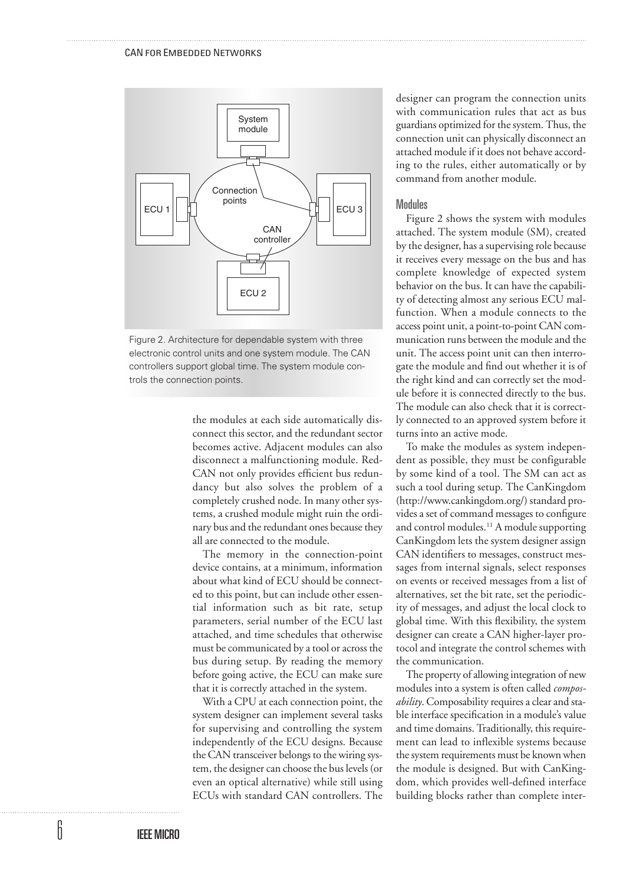System
module

Connection
points

ECU 1

ECU 3

CAN
controller

ECU 2

Figure 2. Architecture for dependable system with three electronic control units and one system module. The CAN controllers support global time. The system module controls the connection points.

the modules at each side automatically disconnect this sector, and the redundant sector becomes active. Adjacent modules can also disconnect a malfunctioning module. RedCAN not only provides efficient bus redundancy but also solves the problem of a completely crushed node. In many other systems, a crushed module might ruin the ordinary bus and the redundant ones because they all are connected to the module.

The memory in the connection-point device contains, at a minimum, information about what kind of ECU should be connected to this point, but can include other essential information such as bit rate, setup parameters, serial number of the ECU last attached, and time schedules that otherwise must be communicated by a tool or across the bus during setup. By reading the memory before going active, the ECU can make sure that it is correctly attached in the system.

With a CPU at each connection point, the system designer can implement several tasks for supervising and controlling the system independently of the ECU designs. Because the CAN transceiver belongs to the wiring system, the designer can choose the bus levels (or even an optical alternative) while still using ECUs with standard CAN controllers. The designer can program the connection units with communication rules that act as bus guardians optimized for the system. Thus, the connection unit can physically disconnect an attached module if it does not behave according to the rules, either automatically or by command from another module.

## Modules

Figure 2 shows the system with modules attached. The system module (SM), created by the designer, has a supervising role because it receives every message on the bus and has complete knowledge of expected system behavior on the bus. It can have the capability of detecting almost any serious ECU malfunction. When a module connects to the access point unit, a point-to-point CAN communication runs between the module and the unit. The access point unit can then interrogate the module and find out whether it is of the right kind and can correctly set the module before it is connected directly to the bus. The module can also check that it is correctly connected to an approved system before it turns into an active mode.

To make the modules as system independent as possible, they must be configurable by some kind of a tool. The SM can act as such a tool during setup. The CanKingdom (http://www.cankingdom.org/) standard provides a set of command messages to configure and control modules.[11] A module supporting CanKingdom lets the system designer assign CAN identifiers to messages, construct messages from internal signals, select responses on events or received messages from a list of alternatives, set the bit rate, set the periodicity of messages, and adjust the local clock to global time. With this flexibility, the system designer can create a CAN higher-layer protocol and integrate the control schemes with the communication.

The property of allowing integration of new modules into a system is often called *composability*. Composability requires a clear and stable interface specification in a module's value and time domains. Traditionally, this requirement can lead to inflexible systems because the system requirements must be known when the module is designed. But with CanKingdom, which provides well-defined interface building blocks rather than complete inter-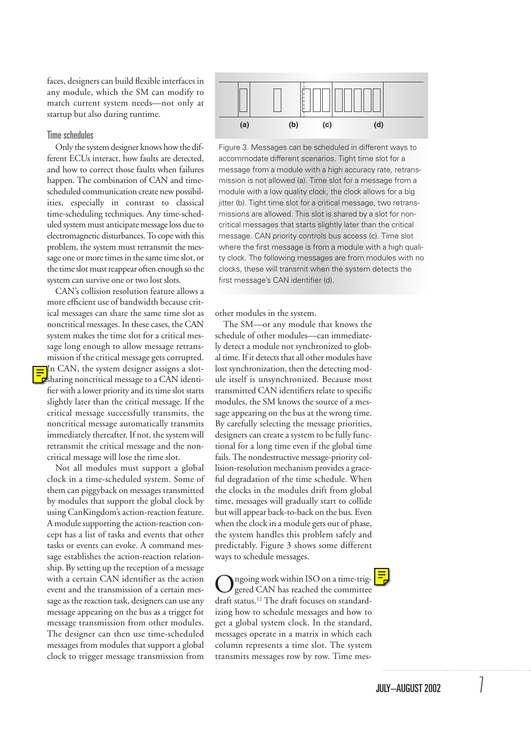faces, designers can build flexible interfaces in any module, which the SM can modify to match current system needs—not only at startup but also during runtime.

### Time schedules

Only the system designer knows how the different ECUs interact, how faults are detected, and how to correct those faults when failures happen. The combination of CAN and time-scheduled communication create new possibilities, especially in contrast to classical time-scheduling techniques. Any time-scheduled system must anticipate message loss due to electromagnetic disturbances. To cope with this problem, the system must retransmit the message one or more times in the same time slot, or the time slot must reappear often enough so the system can survive one or two lost slots.

CAN's collision resolution feature allows a more efficient use of bandwidth because critical messages can share the same time slot as noncritical messages. In these cases, the CAN system makes the time slot for a critical message long enough to allow message retransmission if the critical message gets corrupted. In CAN, the system designer assigns a slot-sharing noncritical message to a CAN identifier with a lower priority and its time slot starts slightly later than the critical message. If the critical message successfully transmits, the noncritical message automatically transmits immediately thereafter. If not, the system will retransmit the critical message and the noncritical message will lose the time slot.

Not all modules must support a global clock in a time-scheduled system. Some of them can piggyback on messages transmitted by modules that support the global clock by using CanKingdom's action-reaction feature. A module supporting the action-reaction concept has a list of tasks and events that other tasks or events can evoke. A command message establishes the action-reaction relationship. By setting up the reception of a message with a certain CAN identifier as the action event and the transmission of a certain message as the reaction task, designers can use any message appearing on the bus as a trigger for message transmission from other modules. The designer can then use time-scheduled messages from modules that support a global clock to trigger message transmission from other modules in the system.

(a) (b) (c) (d)

Figure 3. Messages can be scheduled in different ways to accommodate different scenarios. Tight time slot for a message from a module with a high accuracy rate, retransmission is not allowed (a). Time slot for a message from a module with a low quality clock, the clock allows for a big jitter (b). Tight time slot for a critical message, two retransmissions are allowed. This slot is shared by a slot for noncritical messages that starts slightly later than the critical message. CAN priority controls bus access (c). Time slot where the first message is from a module with a high quality clock. The following messages are from modules with no clocks, these will transmit when the system detects the first message's CAN identifier (d).

The SM—or any module that knows the schedule of other modules—can immediately detect a module not synchronized to global time. If it detects that all other modules have lost synchronization, then the detecting module itself is unsynchronized. Because most transmitted CAN identifiers relate to specific modules, the SM knows the source of a message appearing on the bus at the wrong time. By carefully selecting the message priorities, designers can create a system to be fully functional for a long time even if the global time fails. The nondestructive message-priority collision-resolution mechanism provides a graceful degradation of the time schedule. When the clocks in the modules drift from global time, messages will gradually start to collide but will appear back-to-back on the bus. Even when the clock in a module gets out of phase, the system handles this problem safely and predictably. Figure 3 shows some different ways to schedule messages.

Ongoing work within ISO on a time-triggered CAN has reached the committee draft status.[12] The draft focuses on standardizing how to schedule messages and how to get a global system clock. In the standard, messages operate in a matrix in which each column represents a time slot. The system transmits messages row by row. Time mes-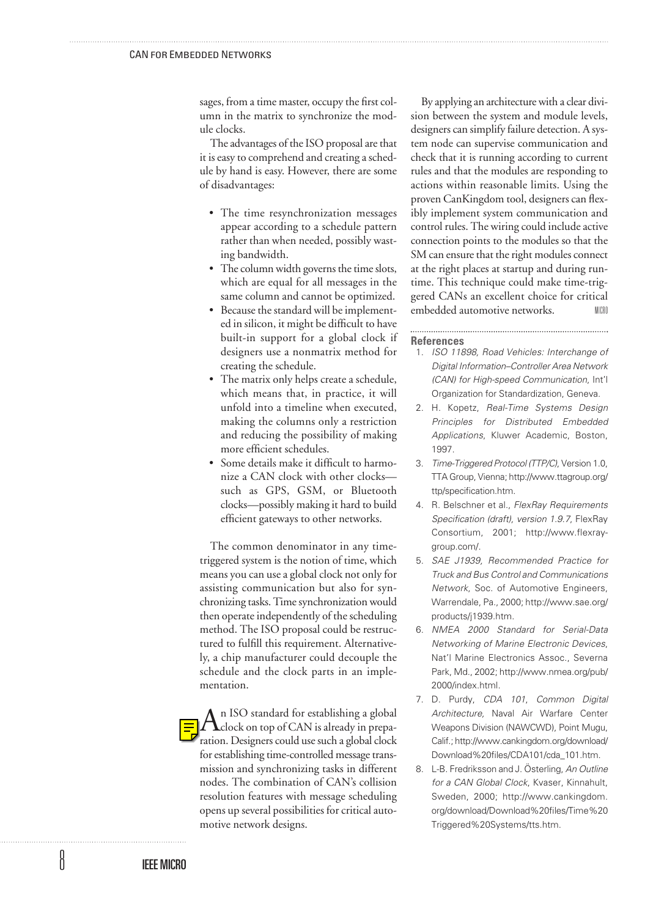sages, from a time master, occupy the first column in the matrix to synchronize the module clocks.

The advantages of the ISO proposal are that it is easy to comprehend and creating a schedule by hand is easy. However, there are some of disadvantages:

- The time resynchronization messages appear according to a schedule pattern rather than when needed, possibly wasting bandwidth.
- The column width governs the time slots, which are equal for all messages in the same column and cannot be optimized.
- Because the standard will be implemented in silicon, it might be difficult to have built-in support for a global clock if designers use a nonmatrix method for creating the schedule.
- The matrix only helps create a schedule, which means that, in practice, it will unfold into a timeline when executed, making the columns only a restriction and reducing the possibility of making more efficient schedules.
- Some details make it difficult to harmonize a CAN clock with other clocks—such as GPS, GSM, or Bluetooth clocks—possibly making it hard to build efficient gateways to other networks.

The common denominator in any time-triggered system is the notion of time, which means you can use a global clock not only for assisting communication but also for synchronizing tasks. Time synchronization would then operate independently of the scheduling method. The ISO proposal could be restructured to fulfill this requirement. Alternatively, a chip manufacturer could decouple the schedule and the clock parts in an implementation.

An ISO standard for establishing a global clock on top of CAN is already in preparation. Designers could use such a global clock for establishing time-controlled message transmission and synchronizing tasks in different nodes. The combination of CAN's collision resolution features with message scheduling opens up several possibilities for critical automotive network designs.

By applying an architecture with a clear division between the system and module levels, designers can simplify failure detection. A system node can supervise communication and check that it is running according to current rules and that the modules are responding to actions within reasonable limits. Using the proven CanKingdom tool, designers can flexibly implement system communication and control rules. The wiring could include active connection points to the modules so that the SM can ensure that the right modules connect at the right places at startup and during runtime. This technique could make time-triggered CANs an excellent choice for critical embedded automotive networks. MICRO

## References

1. *ISO 11898, Road Vehicles: Interchange of Digital Information–Controller Area Network (CAN) for High-speed Communication*, Int'l Organization for Standardization, Geneva.
2. H. Kopetz, *Real-Time Systems Design Principles for Distributed Embedded Applications*, Kluwer Academic, Boston, 1997.
3. *Time-Triggered Protocol (TTP/C)*, Version 1.0, TTA Group, Vienna; http://www.ttagroup.org/ttp/specification.htm.
4. R. Belschner et al., *FlexRay Requirements Specification (draft), version 1.9.7*, FlexRay Consortium, 2001; http://www.flexray-group.com/.
5. *SAE J1939, Recommended Practice for Truck and Bus Control and Communications Network*, Soc. of Automotive Engineers, Warrendale, Pa., 2000; http://www.sae.org/products/j1939.htm.
6. *NMEA 2000 Standard for Serial-Data Networking of Marine Electronic Devices*, Nat'l Marine Electronics Assoc., Severna Park, Md., 2002; http://www.nmea.org/pub/2000/index.html.
7. D. Purdy, *CDA 101, Common Digital Architecture,* Naval Air Warfare Center Weapons Division (NAWCWD), Point Mugu, Calif.; http://www.cankingdom.org/download/Download%20files/CDA101/cda_101.htm.
8. L-B. Fredriksson and J. Österling, *An Outline for a CAN Global Clock*, Kvaser, Kinnahult, Sweden, 2000; http://www.cankingdom.org/download/Download%20files/Time%20Triggered%20Systems/tts.htm.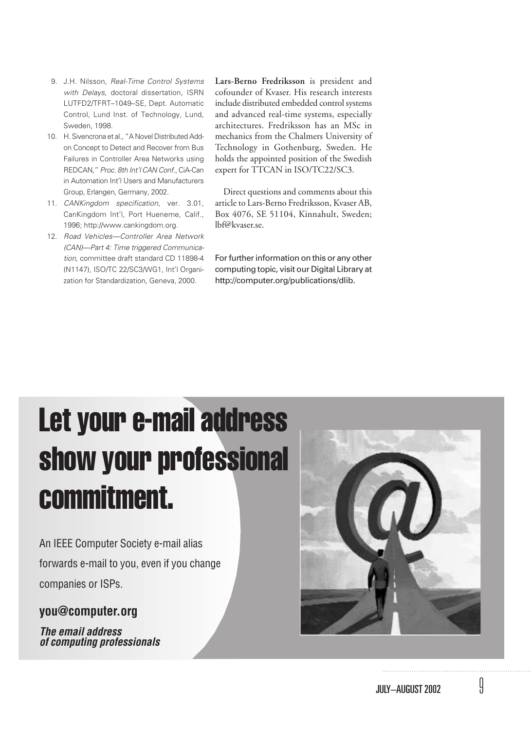9. J.H. Nilsson, *Real-Time Control Systems with Delays,* doctoral dissertation, ISRN LUTFD2/TFRT–1049–SE, Dept. Automatic Control, Lund Inst. of Technology, Lund, Sweden, 1998.
10. H. Sivencrona et al., "A Novel Distributed Add-on Concept to Detect and Recover from Bus Failures in Controller Area Networks using REDCAN," *Proc. 8th Int'l CAN Conf.*, CiA-Can in Automation Int'l Users and Manufacturers Group, Erlangen, Germany, 2002.
11. *CANKingdom specification*, ver. 3.01, CanKingdom Int'l, Port Hueneme, Calif., 1996; http://www.cankingdom.org.
12. *Road Vehicles—Controller Area Network (CAN)—Part 4: Time triggered Communication*, committee draft standard CD 11898-4 (N1147), ISO/TC 22/SC3/WG1, Int'l Organization for Standardization, Geneva, 2000.

**Lars-Berno Fredriksson** is president and cofounder of Kvaser. His research interests include distributed embedded control systems and advanced real-time systems, especially architectures. Fredriksson has an MSc in mechanics from the Chalmers University of Technology in Gothenburg, Sweden. He holds the appointed position of the Swedish expert for TTCAN in ISO/TC22/SC3.

Direct questions and comments about this article to Lars-Berno Fredriksson, Kvaser AB, Box 4076, SE 51104, Kinnahult, Sweden; lbf@kvaser.se.

For further information on this or any other computing topic, visit our Digital Library at http://computer.org/publications/dlib.

# Let your e-mail address show your professional commitment.

An IEEE Computer Society e-mail alias forwards e-mail to you, even if you change companies or ISPs.

**you@computer.org**

***The email address of computing professionals***